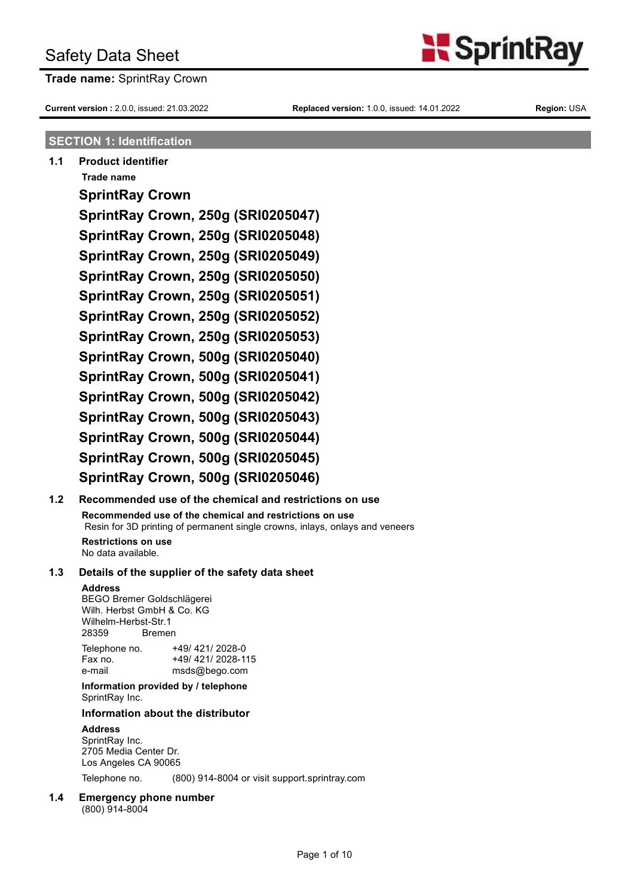# Safety Data Sheet

**Trade name:** SprintRay Crown

**Current version :** 2.0.0, issued: 21.03.2022 **Replaced version:** 1.0.0, issued: 14.01.2022 **Region:** USA

## SECTION 1: Identification

### 1.1 Product identifier

**Trade name**

**SprintRay Crown**

**SprintRay Crown, 250g (SRI0205047)**

**SprintRay Crown, 250g (SRI0205048)**

**SprintRay Crown, 250g (SRI0205049)**

**SprintRay Crown, 250g (SRI0205050)**

**SprintRay Crown, 250g (SRI0205051)**

**SprintRay Crown, 250g (SRI0205052)**

**SprintRay Crown, 250g (SRI0205053)**

**SprintRay Crown, 500g (SRI0205040)**

**SprintRay Crown, 500g (SRI0205041)**

**SprintRay Crown, 500g (SRI0205042)**

**SprintRay Crown, 500g (SRI0205043)**

**SprintRay Crown, 500g (SRI0205044)**

**SprintRay Crown, 500g (SRI0205045)**

**SprintRay Crown, 500g (SRI0205046)**

### 1.2 Recommended use of the chemical and restrictions on use

**Recommended use of the chemical and restrictions on use**

Resin for 3D printing of permanent single crowns, inlays, onlays and veneers

**Restrictions on use**

No data available.

### 1.3 Details of the supplier of the safety data sheet

**Address**

BEGO Bremer Goldschlägerei
Wilh. Herbst GmbH & Co. KG
Wilhelm-Herbst-Str.1
28359 Bremen

Telephone no. +49/ 421/ 2028-0
Fax no. +49/ 421/ 2028-115
e-mail msds@bego.com

**Information provided by / telephone**

SprintRay Inc.

**Information about the distributor**

**Address**

SprintRay Inc.
2705 Media Center Dr.
Los Angeles CA 90065

Telephone no. (800) 914-8004 or visit support.sprintray.com

### 1.4 Emergency phone number

(800) 914-8004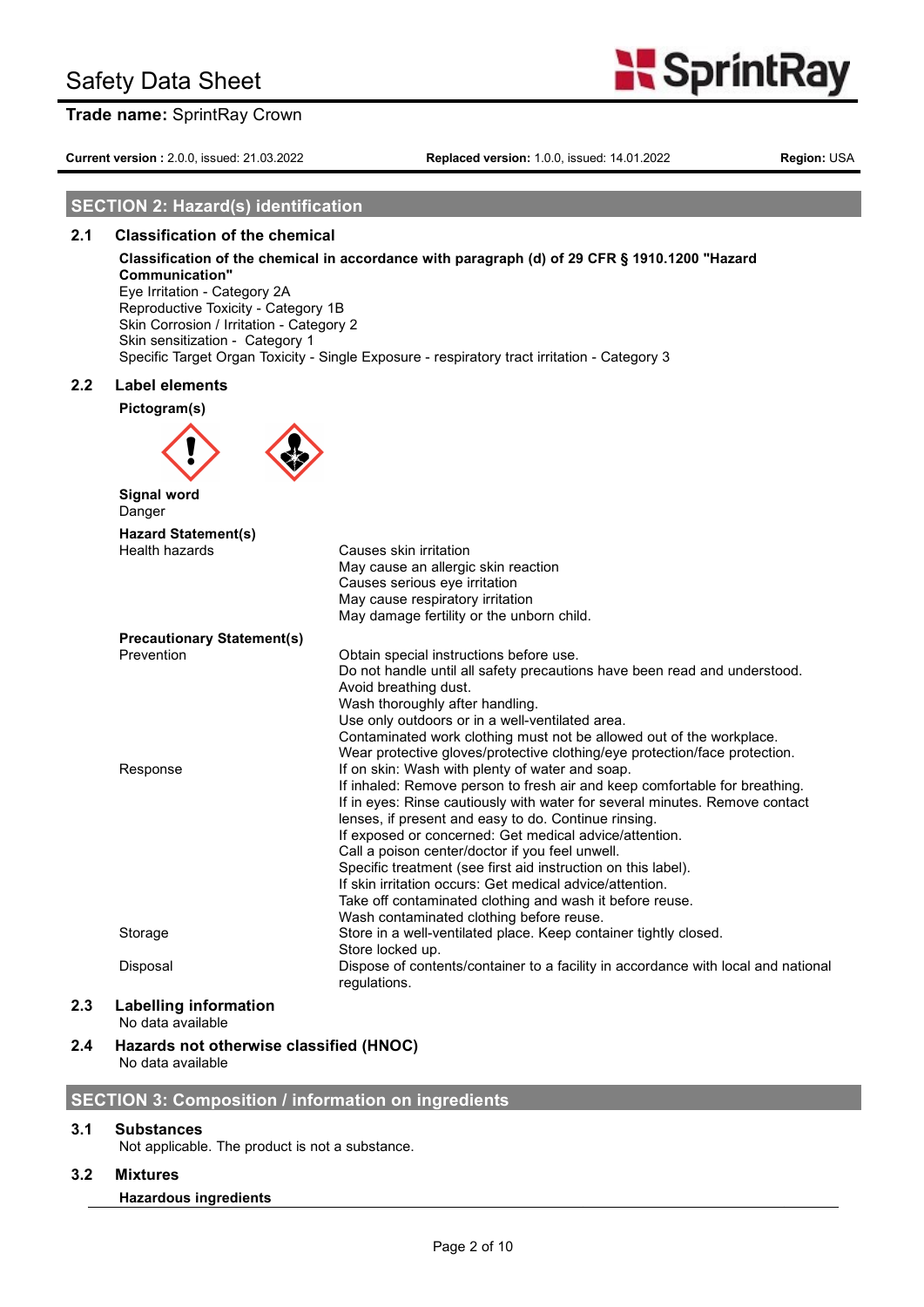## SECTION 2: Hazard(s) identification

### 2.1 Classification of the chemical

**Classification of the chemical in accordance with paragraph (d) of 29 CFR § 1910.1200 "Hazard Communication"**

Eye Irritation - Category 2A
Reproductive Toxicity - Category 1B
Skin Corrosion / Irritation - Category 2
Skin sensitization - Category 1
Specific Target Organ Toxicity - Single Exposure - respiratory tract irritation - Category 3

### 2.2 Label elements

**Pictogram(s)**

**Signal word**
Danger

**Hazard Statement(s)**

| | |
|---|---|
| Health hazards | Causes skin irritation<br>May cause an allergic skin reaction<br>Causes serious eye irritation<br>May cause respiratory irritation<br>May damage fertility or the unborn child. |

**Precautionary Statement(s)**

| | |
|---|---|
| Prevention | Obtain special instructions before use.<br>Do not handle until all safety precautions have been read and understood.<br>Avoid breathing dust.<br>Wash thoroughly after handling.<br>Use only outdoors or in a well-ventilated area.<br>Contaminated work clothing must not be allowed out of the workplace.<br>Wear protective gloves/protective clothing/eye protection/face protection. |
| Response | If on skin: Wash with plenty of water and soap.<br>If inhaled: Remove person to fresh air and keep comfortable for breathing.<br>If in eyes: Rinse cautiously with water for several minutes. Remove contact lenses, if present and easy to do. Continue rinsing.<br>If exposed or concerned: Get medical advice/attention.<br>Call a poison center/doctor if you feel unwell.<br>Specific treatment (see first aid instruction on this label).<br>If skin irritation occurs: Get medical advice/attention.<br>Take off contaminated clothing and wash it before reuse.<br>Wash contaminated clothing before reuse. |
| Storage | Store in a well-ventilated place. Keep container tightly closed.<br>Store locked up. |
| Disposal | Dispose of contents/container to a facility in accordance with local and national regulations. |

### 2.3 Labelling information

No data available

### 2.4 Hazards not otherwise classified (HNOC)

No data available

## SECTION 3: Composition / information on ingredients

### 3.1 Substances

Not applicable. The product is not a substance.

### 3.2 Mixtures

**Hazardous ingredients**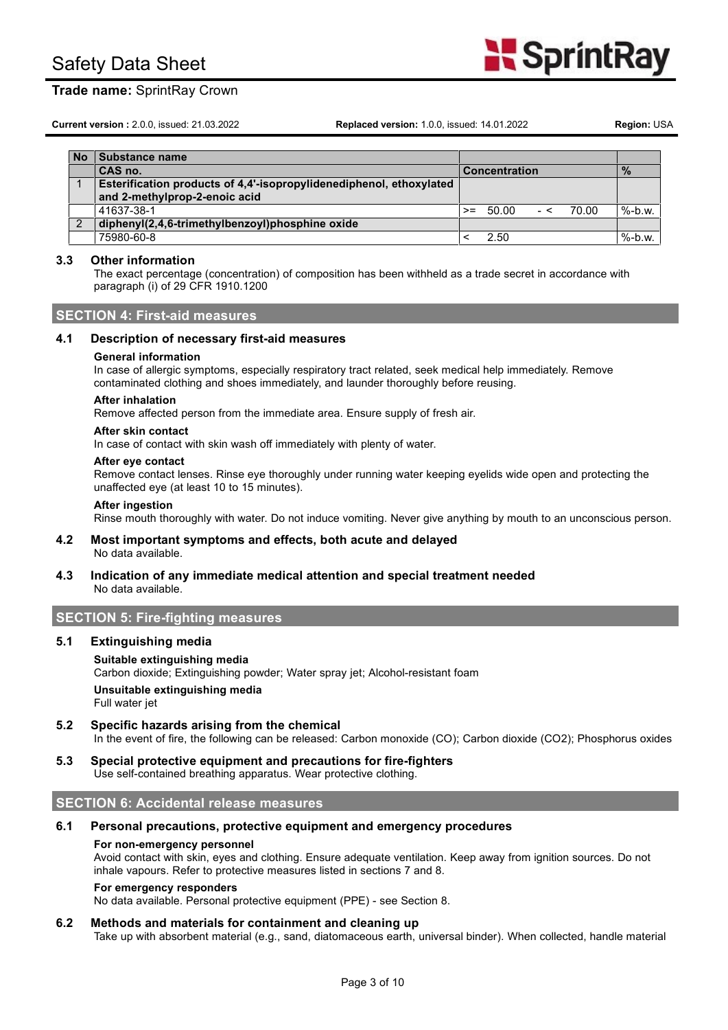| No | Substance name | | |
|---|---|---|---|
| | CAS no. | Concentration | % |
| 1 | **Esterification products of 4,4'-isopropylidenediphenol, ethoxylated and 2-methylprop-2-enoic acid** | | |
| | 41637-38-1 | >= 50.00 - < 70.00 | %-b.w. |
| 2 | **diphenyl(2,4,6-trimethylbenzoyl)phosphine oxide** | | |
| | 75980-60-8 | < 2.50 | %-b.w. |

### 3.3 Other information

The exact percentage (concentration) of composition has been withheld as a trade secret in accordance with paragraph (i) of 29 CFR 1910.1200

## SECTION 4: First-aid measures

### 4.1 Description of necessary first-aid measures

**General information**

In case of allergic symptoms, especially respiratory tract related, seek medical help immediately. Remove contaminated clothing and shoes immediately, and launder thoroughly before reusing.

**After inhalation**

Remove affected person from the immediate area. Ensure supply of fresh air.

**After skin contact**

In case of contact with skin wash off immediately with plenty of water.

**After eye contact**

Remove contact lenses. Rinse eye thoroughly under running water keeping eyelids wide open and protecting the unaffected eye (at least 10 to 15 minutes).

**After ingestion**

Rinse mouth thoroughly with water. Do not induce vomiting. Never give anything by mouth to an unconscious person.

### 4.2 Most important symptoms and effects, both acute and delayed

No data available.

### 4.3 Indication of any immediate medical attention and special treatment needed

No data available.

## SECTION 5: Fire-fighting measures

### 5.1 Extinguishing media

**Suitable extinguishing media**

Carbon dioxide; Extinguishing powder; Water spray jet; Alcohol-resistant foam

**Unsuitable extinguishing media**

Full water jet

### 5.2 Specific hazards arising from the chemical

In the event of fire, the following can be released: Carbon monoxide (CO); Carbon dioxide ($CO_2$); Phosphorus oxides

### 5.3 Special protective equipment and precautions for fire-fighters

Use self-contained breathing apparatus. Wear protective clothing.

## SECTION 6: Accidental release measures

### 6.1 Personal precautions, protective equipment and emergency procedures

**For non-emergency personnel**

Avoid contact with skin, eyes and clothing. Ensure adequate ventilation. Keep away from ignition sources. Do not inhale vapours. Refer to protective measures listed in sections 7 and 8.

**For emergency responders**

No data available. Personal protective equipment (PPE) - see Section 8.

### 6.2 Methods and materials for containment and cleaning up

Take up with absorbent material (e.g., sand, diatomaceous earth, universal binder). When collected, handle material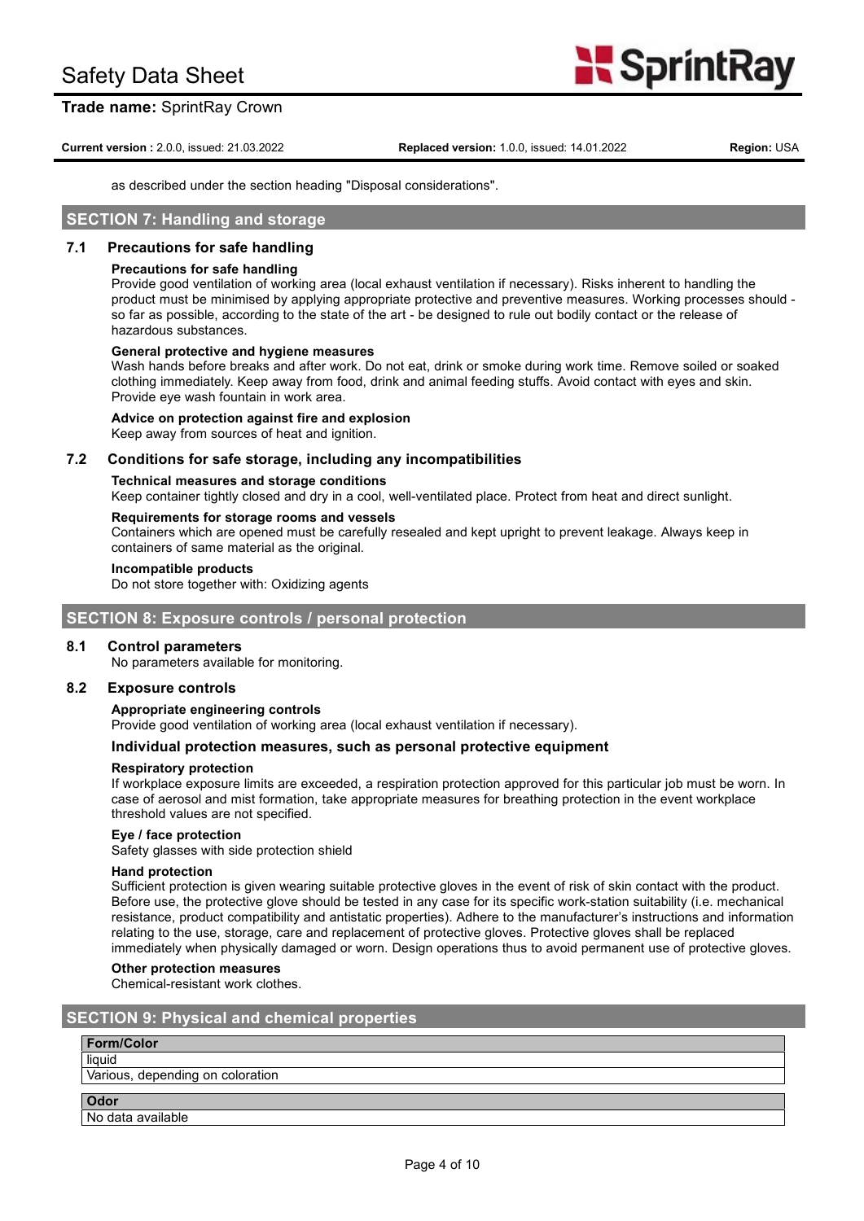as described under the section heading "Disposal considerations".

## SECTION 7: Handling and storage

### 7.1 Precautions for safe handling

**Precautions for safe handling**

Provide good ventilation of working area (local exhaust ventilation if necessary). Risks inherent to handling the product must be minimised by applying appropriate protective and preventive measures. Working processes should - so far as possible, according to the state of the art - be designed to rule out bodily contact or the release of hazardous substances.

**General protective and hygiene measures**

Wash hands before breaks and after work. Do not eat, drink or smoke during work time. Remove soiled or soaked clothing immediately. Keep away from food, drink and animal feeding stuffs. Avoid contact with eyes and skin. Provide eye wash fountain in work area.

**Advice on protection against fire and explosion**

Keep away from sources of heat and ignition.

### 7.2 Conditions for safe storage, including any incompatibilities

**Technical measures and storage conditions**

Keep container tightly closed and dry in a cool, well-ventilated place. Protect from heat and direct sunlight.

**Requirements for storage rooms and vessels**

Containers which are opened must be carefully resealed and kept upright to prevent leakage. Always keep in containers of same material as the original.

**Incompatible products**

Do not store together with: Oxidizing agents

## SECTION 8: Exposure controls / personal protection

### 8.1 Control parameters

No parameters available for monitoring.

### 8.2 Exposure controls

**Appropriate engineering controls**

Provide good ventilation of working area (local exhaust ventilation if necessary).

**Individual protection measures, such as personal protective equipment**

**Respiratory protection**

If workplace exposure limits are exceeded, a respiration protection approved for this particular job must be worn. In case of aerosol and mist formation, take appropriate measures for breathing protection in the event workplace threshold values are not specified.

**Eye / face protection**

Safety glasses with side protection shield

**Hand protection**

Sufficient protection is given wearing suitable protective gloves in the event of risk of skin contact with the product. Before use, the protective glove should be tested in any case for its specific work-station suitability (i.e. mechanical resistance, product compatibility and antistatic properties). Adhere to the manufacturer's instructions and information relating to the use, storage, care and replacement of protective gloves. Protective gloves shall be replaced immediately when physically damaged or worn. Design operations thus to avoid permanent use of protective gloves.

**Other protection measures**

Chemical-resistant work clothes.

## SECTION 9: Physical and chemical properties

| Form/Color |
|---|
| liquid |
| Various, depending on coloration |

| Odor |
|---|
| No data available |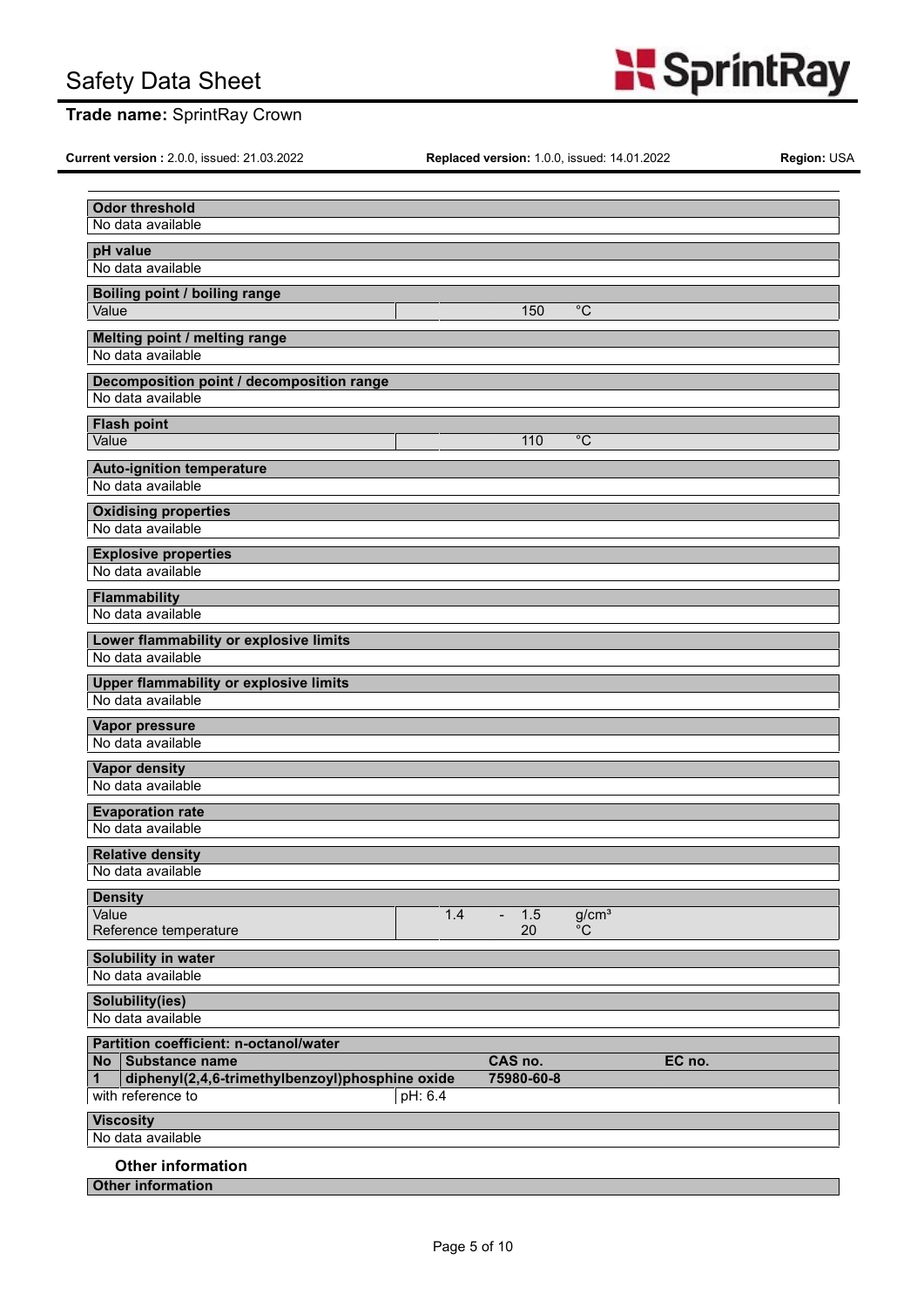**Odor threshold**

No data available

**pH value**

No data available

**Boiling point / boiling range**

| | | | |
|---|---|---|---|
| Value | | 150 | °C |

**Melting point / melting range**

No data available

**Decomposition point / decomposition range**

No data available

**Flash point**

| | | | |
|---|---|---|---|
| Value | | 110 | °C |

**Auto-ignition temperature**

No data available

**Oxidising properties**

No data available

**Explosive properties**

No data available

**Flammability**

No data available

**Lower flammability or explosive limits**

No data available

**Upper flammability or explosive limits**

No data available

**Vapor pressure**

No data available

**Vapor density**

No data available

**Evaporation rate**

No data available

**Relative density**

No data available

**Density**

| | | | | |
|---|---|---|---|---|
| Value | 1.4 | - | 1.5 | g/cm³ |
| Reference temperature | | | 20 | °C |

**Solubility in water**

No data available

**Solubility(ies)**

No data available

**Partition coefficient: n-octanol/water**

| No | Substance name | CAS no. | EC no. |
|---|---|---|---|
| 1 | diphenyl(2,4,6-trimethylbenzoyl)phosphine oxide | 75980-60-8 | |
| with reference to | pH: 6.4 | | |

**Viscosity**

No data available

### Other information

**Other information**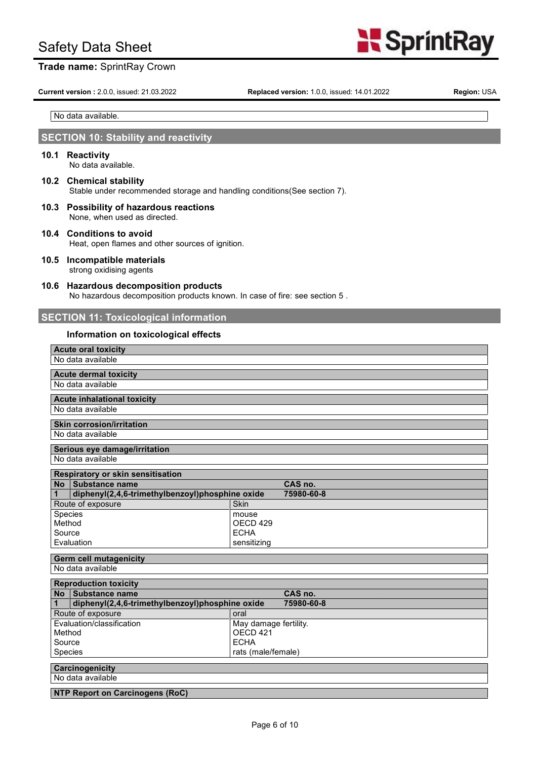No data available.

## SECTION 10: Stability and reactivity

### 10.1 Reactivity

No data available.

### 10.2 Chemical stability

Stable under recommended storage and handling conditions(See section 7).

### 10.3 Possibility of hazardous reactions

None, when used as directed.

### 10.4 Conditions to avoid

Heat, open flames and other sources of ignition.

### 10.5 Incompatible materials

strong oxidising agents

### 10.6 Hazardous decomposition products

No hazardous decomposition products known. In case of fire: see section 5 .

## SECTION 11: Toxicological information

### Information on toxicological effects

**Acute oral toxicity**

No data available

**Acute dermal toxicity**

No data available

**Acute inhalational toxicity**

No data available

**Skin corrosion/irritation**

No data available

**Serious eye damage/irritation**

No data available

**Respiratory or skin sensitisation**

| No | Substance name | CAS no. |
|---|---|---|
| 1 | diphenyl(2,4,6-trimethylbenzoyl)phosphine oxide | 75980-60-8 |

| Route of exposure | Skin |
|---|---|
| Species | mouse |
| Method | OECD 429 |
| Source | ECHA |
| Evaluation | sensitizing |

**Germ cell mutagenicity**

No data available

**Reproduction toxicity**

| No | Substance name | CAS no. |
|---|---|---|
| 1 | diphenyl(2,4,6-trimethylbenzoyl)phosphine oxide | 75980-60-8 |

| Route of exposure | oral |
|---|---|
| Evaluation/classification | May damage fertility. |
| Method | OECD 421 |
| Source | ECHA |
| Species | rats (male/female) |

**Carcinogenicity**

No data available

**NTP Report on Carcinogens (RoC)**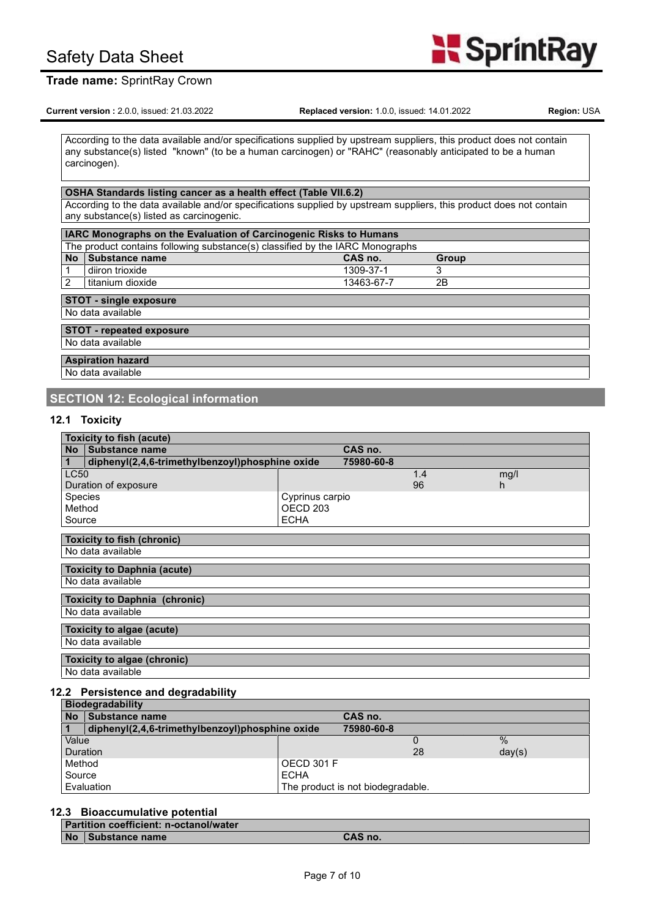According to the data available and/or specifications supplied by upstream suppliers, this product does not contain any substance(s) listed "known" (to be a human carcinogen) or "RAHC" (reasonably anticipated to be a human carcinogen).

**OSHA Standards listing cancer as a health effect (Table VII.6.2)**

According to the data available and/or specifications supplied by upstream suppliers, this product does not contain any substance(s) listed as carcinogenic.

**IARC Monographs on the Evaluation of Carcinogenic Risks to Humans**

The product contains following substance(s) classified by the IARC Monographs

| No | Substance name | CAS no. | Group |
|---|---|---|---|
| 1 | diiron trioxide | 1309-37-1 | 3 |
| 2 | titanium dioxide | 13463-67-7 | 2B |

**STOT - single exposure**

No data available

**STOT - repeated exposure**

No data available

**Aspiration hazard**

No data available

## SECTION 12: Ecological information

### 12.1 Toxicity

**Toxicity to fish (acute)**

| No | Substance name | CAS no. | |
|---|---|---|---|
| 1 | diphenyl(2,4,6-trimethylbenzoyl)phosphine oxide | 75980-60-8 | |
| LC50 | | 1.4 | mg/l |
| Duration of exposure | | 96 | h |
| Species | Cyprinus carpio | | |
| Method | OECD 203 | | |
| Source | ECHA | | |

**Toxicity to fish (chronic)**

No data available

**Toxicity to Daphnia (acute)**

No data available

**Toxicity to Daphnia (chronic)**

No data available

**Toxicity to algae (acute)**

No data available

**Toxicity to algae (chronic)**

No data available

### 12.2 Persistence and degradability

**Biodegradability**

| No | Substance name | CAS no. | |
|---|---|---|---|
| 1 | diphenyl(2,4,6-trimethylbenzoyl)phosphine oxide | 75980-60-8 | |
| Value | | 0 | % |
| Duration | | 28 | day(s) |
| Method | OECD 301 F | | |
| Source | ECHA | | |
| Evaluation | The product is not biodegradable. | | |

### 12.3 Bioaccumulative potential

**Partition coefficient: n-octanol/water**

| No | Substance name | CAS no. |
|---|---|---|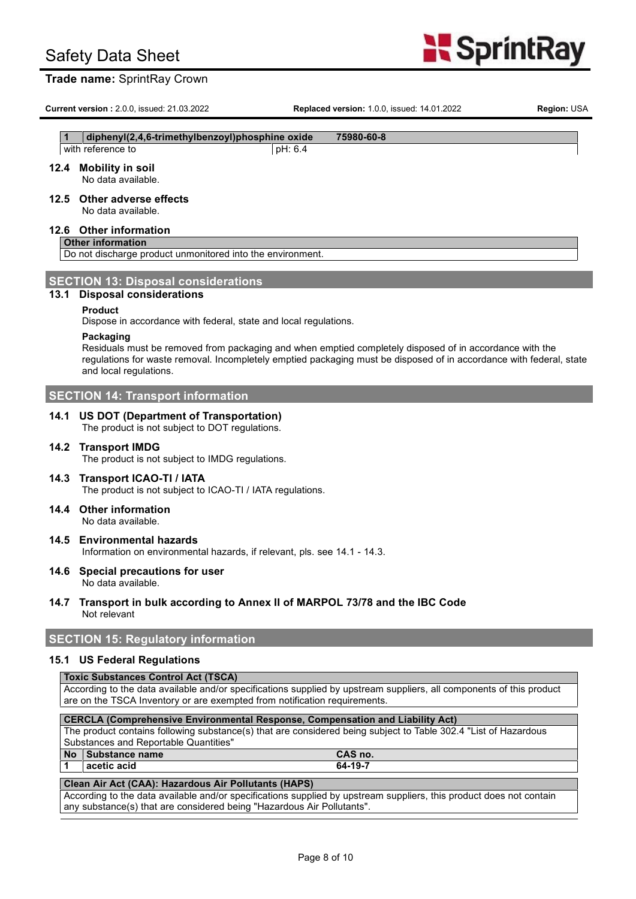| 1 | diphenyl(2,4,6-trimethylbenzoyl)phosphine oxide | 75980-60-8 |
|---|---|---|
| with reference to | pH: 6.4 | |

### 12.4 Mobility in soil

No data available.

### 12.5 Other adverse effects

No data available.

### 12.6 Other information

| Other information |
|---|
| Do not discharge product unmonitored into the environment. |

## SECTION 13: Disposal considerations

### 13.1 Disposal considerations

**Product**

Dispose in accordance with federal, state and local regulations.

**Packaging**

Residuals must be removed from packaging and when emptied completely disposed of in accordance with the regulations for waste removal. Incompletely emptied packaging must be disposed of in accordance with federal, state and local regulations.

## SECTION 14: Transport information

### 14.1 US DOT (Department of Transportation)

The product is not subject to DOT regulations.

### 14.2 Transport IMDG

The product is not subject to IMDG regulations.

### 14.3 Transport ICAO-TI / IATA

The product is not subject to ICAO-TI / IATA regulations.

### 14.4 Other information

No data available.

### 14.5 Environmental hazards

Information on environmental hazards, if relevant, pls. see 14.1 - 14.3.

### 14.6 Special precautions for user

No data available.

### 14.7 Transport in bulk according to Annex II of MARPOL 73/78 and the IBC Code

Not relevant

## SECTION 15: Regulatory information

### 15.1 US Federal Regulations

| Toxic Substances Control Act (TSCA) |
|---|
| According to the data available and/or specifications supplied by upstream suppliers, all components of this product are on the TSCA Inventory or are exempted from notification requirements. |

**CERCLA (Comprehensive Environmental Response, Compensation and Liability Act)**

The product contains following substance(s) that are considered being subject to Table 302.4 "List of Hazardous Substances and Reportable Quantities"

| No | Substance name | CAS no. |
|---|---|---|
| 1 | acetic acid | 64-19-7 |

| Clean Air Act (CAA): Hazardous Air Pollutants (HAPS) |
|---|
| According to the data available and/or specifications supplied by upstream suppliers, this product does not contain any substance(s) that are considered being "Hazardous Air Pollutants". |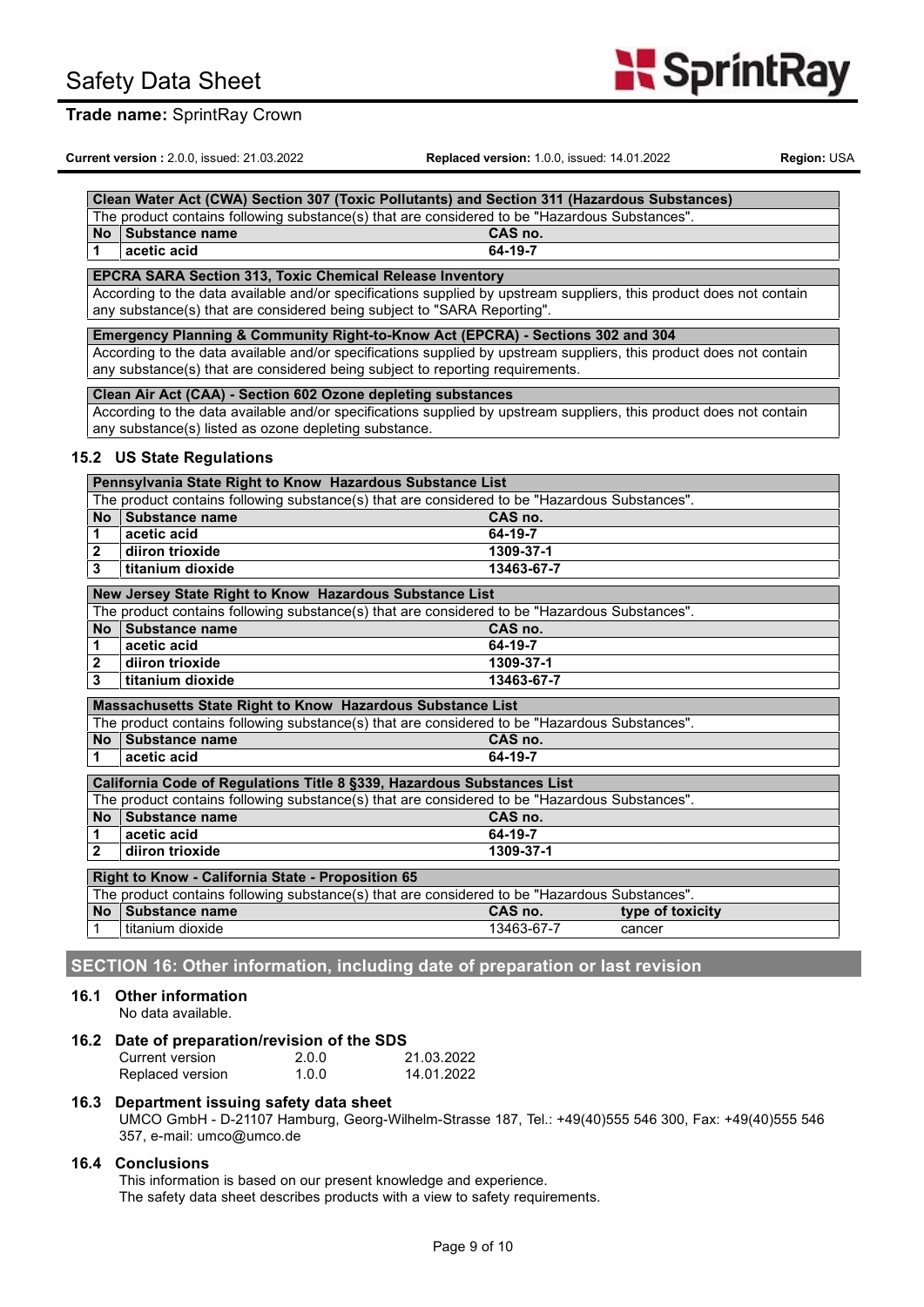| Clean Water Act (CWA) Section 307 (Toxic Pollutants) and Section 311 (Hazardous Substances) | |
|---|---|
| The product contains following substance(s) that are considered to be "Hazardous Substances". | |

| No | Substance name | CAS no. |
|---|---|---|
| 1 | acetic acid | 64-19-7 |

**EPCRA SARA Section 313, Toxic Chemical Release Inventory**

According to the data available and/or specifications supplied by upstream suppliers, this product does not contain any substance(s) that are considered being subject to "SARA Reporting".

**Emergency Planning & Community Right-to-Know Act (EPCRA) - Sections 302 and 304**

According to the data available and/or specifications supplied by upstream suppliers, this product does not contain any substance(s) that are considered being subject to reporting requirements.

**Clean Air Act (CAA) - Section 602 Ozone depleting substances**

According to the data available and/or specifications supplied by upstream suppliers, this product does not contain any substance(s) listed as ozone depleting substance.

### 15.2 US State Regulations

**Pennsylvania State Right to Know Hazardous Substance List**

The product contains following substance(s) that are considered to be "Hazardous Substances".

| No | Substance name | CAS no. |
|---|---|---|
| 1 | acetic acid | 64-19-7 |
| 2 | diiron trioxide | 1309-37-1 |
| 3 | titanium dioxide | 13463-67-7 |

**New Jersey State Right to Know Hazardous Substance List**

The product contains following substance(s) that are considered to be "Hazardous Substances".

| No | Substance name | CAS no. |
|---|---|---|
| 1 | acetic acid | 64-19-7 |
| 2 | diiron trioxide | 1309-37-1 |
| 3 | titanium dioxide | 13463-67-7 |

**Massachusetts State Right to Know Hazardous Substance List**

The product contains following substance(s) that are considered to be "Hazardous Substances".

| No | Substance name | CAS no. |
|---|---|---|
| 1 | acetic acid | 64-19-7 |

**California Code of Regulations Title 8 §339, Hazardous Substances List**

The product contains following substance(s) that are considered to be "Hazardous Substances".

| No | Substance name | CAS no. |
|---|---|---|
| 1 | acetic acid | 64-19-7 |
| 2 | diiron trioxide | 1309-37-1 |

**Right to Know - California State - Proposition 65**

The product contains following substance(s) that are considered to be "Hazardous Substances".

| No | Substance name | CAS no. | type of toxicity |
|---|---|---|---|
| 1 | titanium dioxide | 13463-67-7 | cancer |

## SECTION 16: Other information, including date of preparation or last revision

### 16.1 Other information

No data available.

### 16.2 Date of preparation/revision of the SDS

| | | |
|---|---|---|
| Current version | 2.0.0 | 21.03.2022 |
| Replaced version | 1.0.0 | 14.01.2022 |

### 16.3 Department issuing safety data sheet

UMCO GmbH - D-21107 Hamburg, Georg-Wilhelm-Strasse 187, Tel.: +49(40)555 546 300, Fax: +49(40)555 546 357, e-mail: umco@umco.de

### 16.4 Conclusions

This information is based on our present knowledge and experience.
The safety data sheet describes products with a view to safety requirements.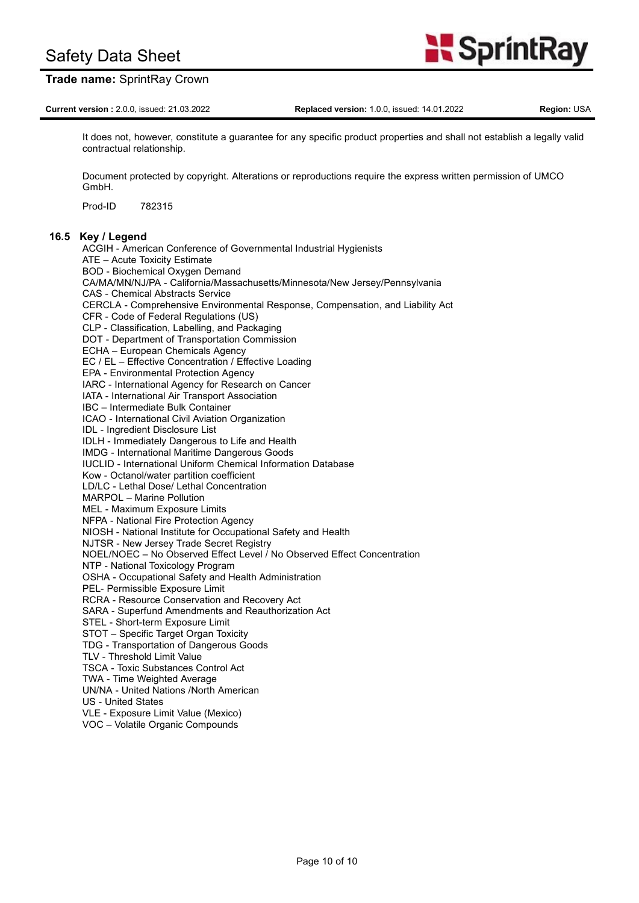It does not, however, constitute a guarantee for any specific product properties and shall not establish a legally valid contractual relationship.

Document protected by copyright. Alterations or reproductions require the express written permission of UMCO GmbH.

Prod-ID 782315

## 16.5 Key / Legend

ACGIH - American Conference of Governmental Industrial Hygienists
ATE – Acute Toxicity Estimate
BOD - Biochemical Oxygen Demand
CA/MA/MN/NJ/PA - California/Massachusetts/Minnesota/New Jersey/Pennsylvania
CAS - Chemical Abstracts Service
CERCLA - Comprehensive Environmental Response, Compensation, and Liability Act
CFR - Code of Federal Regulations (US)
CLP - Classification, Labelling, and Packaging
DOT - Department of Transportation Commission
ECHA – European Chemicals Agency
EC / EL – Effective Concentration / Effective Loading
EPA - Environmental Protection Agency
IARC - International Agency for Research on Cancer
IATA - International Air Transport Association
IBC – Intermediate Bulk Container
ICAO - International Civil Aviation Organization
IDL - Ingredient Disclosure List
IDLH - Immediately Dangerous to Life and Health
IMDG - International Maritime Dangerous Goods
IUCLID - International Uniform Chemical Information Database
Kow - Octanol/water partition coefficient
LD/LC - Lethal Dose/ Lethal Concentration
MARPOL – Marine Pollution
MEL - Maximum Exposure Limits
NFPA - National Fire Protection Agency
NIOSH - National Institute for Occupational Safety and Health
NJTSR - New Jersey Trade Secret Registry
NOEL/NOEC – No Observed Effect Level / No Observed Effect Concentration
NTP - National Toxicology Program
OSHA - Occupational Safety and Health Administration
PEL- Permissible Exposure Limit
RCRA - Resource Conservation and Recovery Act
SARA - Superfund Amendments and Reauthorization Act
STEL - Short-term Exposure Limit
STOT – Specific Target Organ Toxicity
TDG - Transportation of Dangerous Goods
TLV - Threshold Limit Value
TSCA - Toxic Substances Control Act
TWA - Time Weighted Average
UN/NA - United Nations /North American
US - United States
VLE - Exposure Limit Value (Mexico)
VOC – Volatile Organic Compounds